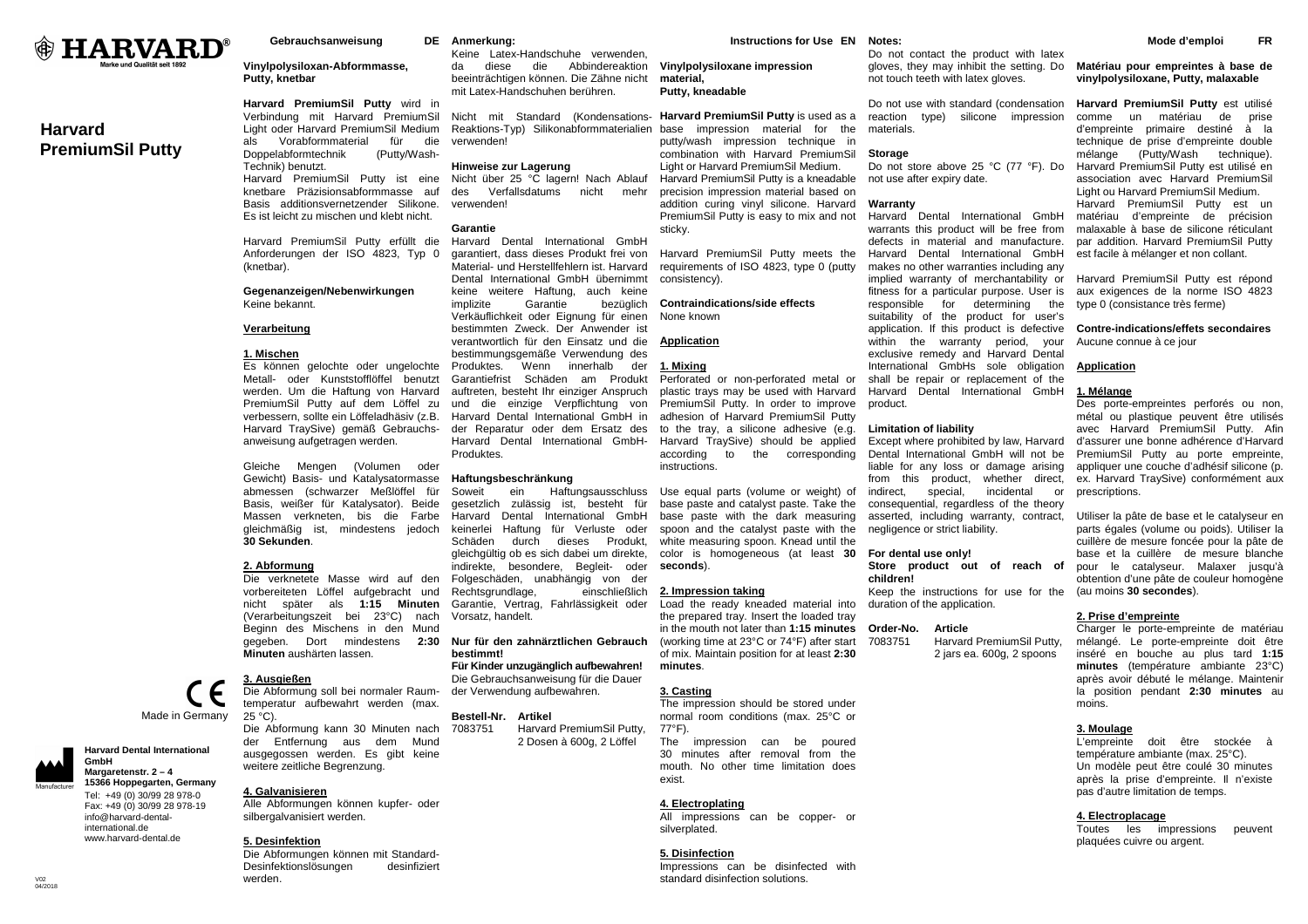HARVARD®
Marke und Qualität seit 1892

# Harvard PremiumSil Putty

Made in Germany

Harvard Dental International GmbH
Margaretenstr. 2 – 4
15366 Hoppegarten, Germany
Tel: +49 (0) 30/99 28 978-0
Fax: +49 (0) 30/99 28 978-19
info@harvard-dental-international.de
www.harvard-dental.de

V02
04/2018

## Gebrauchsanweisung DE

**Vinylpolysiloxan-Abformmasse, Putty, knetbar**

**Harvard PremiumSil Putty** wird in Verbindung mit Harvard PremiumSil Light oder Harvard PremiumSil Medium als Vorabformmaterial für die Doppelabformtechnik (Putty/Wash-Technik) benutzt.
Harvard PremiumSil Putty ist eine knetbare Präzisionsabformmasse auf Basis additionsvernetzender Silikone. Es ist leicht zu mischen und klebt nicht.

Harvard PremiumSil Putty erfüllt die Anforderungen der ISO 4823, Typ 0 (knetbar).

**Gegenanzeigen/Nebenwirkungen**
Keine bekannt.

**Verarbeitung**

**1. Mischen**
Es können gelochte oder ungelochte Metall- oder Kunststofflöffel benutzt werden. Um die Haftung von Harvard PremiumSil Putty auf dem Löffel zu verbessern, sollte ein Löffeladhäsiv (z.B. Harvard TraySive) gemäß Gebrauchsanweisung aufgetragen werden.

Gleiche Mengen (Volumen oder Gewicht) Basis- und Katalysatormasse abmessen (schwarzer Meßlöffel für Basis, weißer für Katalysator). Beide Massen verkneten, bis die Farbe gleichmäßig ist, mindestens jedoch **30 Sekunden**.

**2. Abformung**
Die verknetete Masse wird auf den vorbereiteten Löffel aufgebracht und nicht später als **1:15 Minuten** (Verarbeitungszeit bei 23°C) nach Beginn des Mischens in den Mund gegeben. Dort mindestens **2:30 Minuten** aushärten lassen.

**3. Ausgießen**
Die Abformung soll bei normaler Raumtemperatur aufbewahrt werden (max. 25 °C).
Die Abformung kann 30 Minuten nach der Entfernung aus dem Mund ausgegossen werden. Es gibt keine weitere zeitliche Begrenzung.

**4. Galvanisieren**
Alle Abformungen können kupfer- oder silbergalvanisiert werden.

**5. Desinfektion**
Die Abformungen können mit Standard-Desinfektionslösungen desinfiziert werden.

**Anmerkung:**
Keine Latex-Handschuhe verwenden, da diese die Abbindereaktion beeinträchtigen können. Die Zähne nicht mit Latex-Handschuhen berühren.

Nicht mit Standard (Kondensations-Reaktions-Typ) Silikonabformmaterialien verwenden!

**Hinweise zur Lagerung**
Nicht über 25 °C lagern! Nach Ablauf des Verfallsdatums nicht mehr verwenden!

**Garantie**
Harvard Dental International GmbH garantiert, dass dieses Produkt frei von Material- und Herstellfehlern ist. Harvard Dental International GmbH übernimmt keine weitere Haftung, auch keine implizite Garantie bezüglich Verkäuflichkeit oder Eignung für einen bestimmten Zweck. Der Anwender ist verantwortlich für den Einsatz und die bestimmungsgemäße Verwendung des Produktes. Wenn innerhalb der Garantiefrist Schäden am Produkt auftreten, besteht Ihr einziger Anspruch und die einzige Verpflichtung von Harvard Dental International GmbH in der Reparatur oder dem Ersatz des Harvard Dental International GmbH-Produktes.

**Haftungsbeschränkung**
Soweit ein Haftungsausschluss gesetzlich zulässig ist, besteht für Harvard Dental International GmbH keinerlei Haftung für Verluste oder Schäden durch dieses Produkt, gleichgültig ob es sich dabei um direkte, indirekte, besondere, Begleit- oder Folgeschäden, unabhängig von der Rechtsgrundlage, einschließlich Garantie, Vertrag, Fahrlässigkeit oder Vorsatz, handelt.

**Nur für den zahnärztlichen Gebrauch bestimmt!**
**Für Kinder unzugänglich aufbewahren!**
Die Gebrauchsanweisung für die Dauer der Verwendung aufbewahren.

| Bestell-Nr. | Artikel |
|---|---|
| 7083751 | Harvard PremiumSil Putty, 2 Dosen à 600g, 2 Löffel |

## Instructions for Use EN

**Vinylpolysiloxane impression material, Putty, kneadable**

**Harvard PremiumSil Putty** is used as a base impression material for the putty/wash impression technique in combination with Harvard PremiumSil Light or Harvard PremiumSil Medium.
Harvard PremiumSil Putty is a kneadable precision impression material based on addition curing vinyl silicone. Harvard PremiumSil Putty is easy to mix and not sticky.

Harvard PremiumSil Putty meets the requirements of ISO 4823, type 0 (putty consistency).

**Contraindications/side effects**
None known

**Application**

**1. Mixing**
Perforated or non-perforated metal or plastic trays may be used with Harvard PremiumSil Putty. In order to improve adhesion of Harvard PremiumSil Putty to the tray, a silicone adhesive (e.g. Harvard TraySive) should be applied according to the corresponding instructions.

Use equal parts (volume or weight) of base paste and catalyst paste. Take the base paste with the dark measuring spoon and the catalyst paste with the white measuring spoon. Knead until the color is homogeneous (at least **30 seconds**).

**2. Impression taking**
Load the ready kneaded material into the prepared tray. Insert the loaded tray in the mouth not later than **1:15 minutes** (working time at 23°C or 74°F) after start of mix. Maintain position for at least **2:30 minutes**.

**3. Casting**
The impression should be stored under normal room conditions (max. 25°C or 77°F).
The impression can be poured 30 minutes after removal from the mouth. No other time limitation does exist.

**4. Electroplating**
All impressions can be copper- or silverplated.

**5. Disinfection**
Impressions can be disinfected with standard disinfection solutions.

**Notes:**
Do not contact the product with latex gloves, they may inhibit the setting. Do not touch teeth with latex gloves.

Do not use with standard (condensation reaction type) silicone impression materials.

**Storage**
Do not store above 25 °C (77 °F). Do not use after expiry date.

**Warranty**
Harvard Dental International GmbH warrants this product will be free from defects in material and manufacture. Harvard Dental International GmbH makes no other warranties including any implied warranty of merchantability or fitness for a particular purpose. User is responsible for determining the suitability of the product for user's application. If this product is defective within the warranty period, your exclusive remedy and Harvard Dental International GmbHs sole obligation shall be repair or replacement of the Harvard Dental International GmbH product.

**Limitation of liability**
Except where prohibited by law, Harvard Dental International GmbH will not be liable for any loss or damage arising from this product, whether direct, indirect, special, incidental or consequential, regardless of the theory asserted, including warranty, contract, negligence or strict liability.

**For dental use only!**
**Store product out of reach of children!**
Keep the instructions for use for the duration of the application.

| Order-No. | Article |
|---|---|
| 7083751 | Harvard PremiumSil Putty, 2 jars ea. 600g, 2 spoons |

## Mode d'emploi FR

**Matériau pour empreintes à base de vinylpolysiloxane, Putty, malaxable**

**Harvard PremiumSil Putty** est utilisé comme un matériau de prise d'empreinte primaire destiné à la technique de prise d'empreinte double mélange (Putty/Wash technique). Harvard PremiumSil Putty est utilisé en association avec Harvard PremiumSil Light ou Harvard PremiumSil Medium.
Harvard PremiumSil Putty est un matériau d'empreinte de précision malaxable à base de silicone réticulant par addition. Harvard PremiumSil Putty est facile à mélanger et non collant.

Harvard PremiumSil Putty est répond aux exigences de la norme ISO 4823 type 0 (consistance très ferme)

**Contre-indications/effets secondaires**
Aucune connue à ce jour

**Application**

**1. Mélange**
Des porte-empreintes perforés ou non, métal ou plastique peuvent être utilisés avec Harvard PremiumSil Putty. Afin d'assurer une bonne adhérence d'Harvard PremiumSil Putty au porte empreinte, appliquer une couche d'adhésif silicone (p. ex. Harvard TraySive) conformément aux prescriptions.

Utiliser la pâte de base et le catalyseur en parts égales (volume ou poids). Utiliser la cuillère de mesure foncée pour la pâte de base et la cuillère de mesure blanche pour le catalyseur. Malaxer jusqu'à obtention d'une pâte de couleur homogène (au moins **30 secondes**).

**2. Prise d'empreinte**
Charger le porte-empreinte de matériau mélangé. Le porte-empreinte doit être inséré en bouche au plus tard **1:15 minutes** (température ambiante 23°C) après avoir débuté le mélange. Maintenir la position pendant **2:30 minutes** au moins.

**3. Moulage**
L'empreinte doit être stockée à température ambiante (max. 25°C).
Un modèle peut être coulé 30 minutes après la prise d'empreinte. Il n'existe pas d'autre limitation de temps.

**4. Electroplacage**
Toutes les impressions peuvent plaquées cuivre ou argent.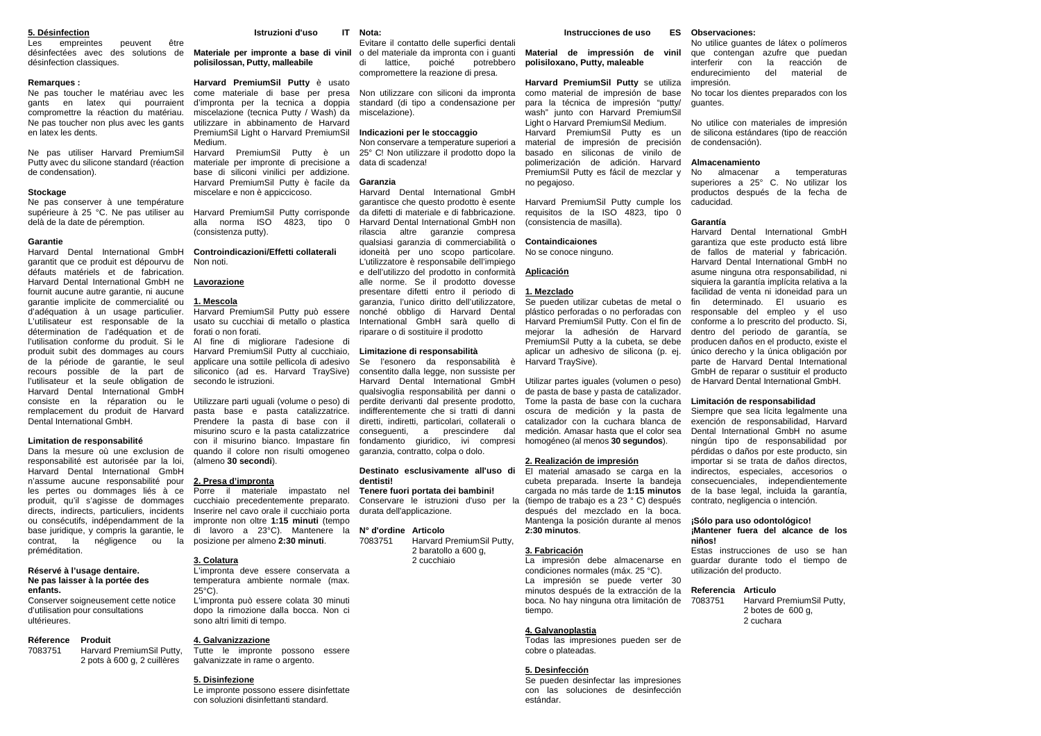**5. Désinfection**

Les empreintes peuvent être désinfectées avec des solutions de désinfection classiques.

**Remarques :**

Ne pas toucher le matériau avec les gants en latex qui pourraient compromettre la réaction du matériau. Ne pas toucher non plus avec les gants en latex les dents.

Ne pas utiliser Harvard PremiumSil Putty avec du silicone standard (réaction de condensation).

**Stockage**

Ne pas conserver à une température supérieure à 25 °C. Ne pas utiliser au delà de la date de péremption.

**Garantie**

Harvard Dental International GmbH garantit que ce produit est dépourvu de défauts matériels et de fabrication. Harvard Dental International GmbH ne fournit aucune autre garantie, ni aucune garantie implicite de commercialité ou d'adéquation à un usage particulier. L'utilisateur est responsable de la détermination de l'adéquation et de l'utilisation conforme du produit. Si le produit subit des dommages au cours de la période de garantie, le seul recours possible de la part de l'utilisateur et la seule obligation de Harvard Dental International GmbH consiste en la réparation ou le remplacement du produit de Harvard Dental International GmbH.

**Limitation de responsabilité**

Dans la mesure où une exclusion de responsabilité est autorisée par la loi, Harvard Dental International GmbH n'assume aucune responsabilité pour les pertes ou dommages liés à ce produit, qu'il s'agisse de dommages directs, indirects, particuliers, incidents ou consécutifs, indépendamment de la base juridique, y compris la garantie, le contrat, la négligence ou la préméditation.

**Réservé à l'usage dentaire.**
**Ne pas laisser à la portée des enfants.**

Conserver soigneusement cette notice d'utilisation pour consultations ultérieures.

| **Référence** | **Produit** |
|---|---|
| 7083751 | Harvard PremiumSil Putty, 2 pots à 600 g, 2 cuillères |

# Istruzioni d'uso IT

**Materiale per impronte a base di vinil polisilossan, Putty, malleabile**

**Harvard PremiumSil Putty** è usato come materiale di base per presa d'impronta per la tecnica a doppia miscelazione (tecnica Putty / Wash) da utilizzare in abbinamento de Harvard PremiumSil Light o Harvard PremiumSil Medium.

Harvard PremiumSil Putty è un materiale per impronte di precisione a base di siliconi vinilici per addizione. Harvard PremiumSil Putty è facile da miscelare e non è appiccicoso.

Harvard PremiumSil Putty corrisponde alla norma ISO 4823, tipo 0 (consistenza putty).

**Controindicazioni/Effetti collaterali**

Non noti.

**Lavorazione**

**1. Mescola**

Harvard PremiumSil Putty può essere usato su cucchiai di metallo o plastica forati o non forati.

Al fine di migliorare l'adesione di Harvard PremiumSil Putty al cucchiaio, applicare una sottile pellicola di adesivo siliconico (ad es. Harvard TraySive) secondo le istruzioni.

Utilizzare parti uguali (volume o peso) di pasta base e pasta catalizzatrice. Prendere la pasta di base con il misurino scuro e la pasta catalizzatrice con il misurino bianco. Impastare fin quando il colore non risulti omogeneo (almeno **30 secondi**).

**2. Presa d'impronta**

Porre il materiale impastato nel cucchiaio precedentemente preparato. Inserire nel cavo orale il cucchiaio porta impronte non oltre **1:15 minuti** (tempo di lavoro a 23°C). Mantenere la posizione per almeno **2:30 minuti**.

**3. Colatura**

L'impronta deve essere conservata a temperatura ambiente normale (max. 25°C).

L'impronta può essere colata 30 minuti dopo la rimozione dalla bocca. Non ci sono altri limiti di tempo.

**4. Galvanizzazione**

Tutte le impronte possono essere galvanizzate in rame o argento.

**5. Disinfezione**

Le impronte possono essere disinfettate con soluzioni disinfettanti standard.

**Nota:**

Evitare il contatto delle superfici dentali o del materiale da impronta con i guanti di lattice, poiché potrebbero compromettere la reazione di presa.

Non utilizzare con siliconi da impronta standard (di tipo a condensazione per miscelazione).

**Indicazioni per le stoccaggio**

Non conservare a temperature superiori a 25° C! Non utilizzare il prodotto dopo la data di scadenza!

**Garanzia**

Harvard Dental International GmbH garantisce che questo prodotto è esente da difetti di materiale e di fabbricazione. Harvard Dental International GmbH non rilascia altre garanzie compresa qualsiasi garanzia di commerciabilità o idoneità per uno scopo particolare. L'utilizzatore è responsabile dell'impiego e dell'utilizzo del prodotto in conformità alle norme. Se il prodotto dovesse presentare difetti entro il periodo di garanzia, l'unico diritto dell'utilizzatore, nonché obbligo di Harvard Dental International GmbH sarà quello di riparare o di sostituire il prodotto

**Limitazione di responsabilità**

Se l'esonero da responsabilità è consentito dalla legge, non sussiste per Harvard Dental International GmbH qualsivoglia responsabilità per danni o perdite derivanti dal presente prodotto, indifferentemente che si tratti di danni diretti, indiretti, particolari, collaterali o conseguenti, a prescindere dal fondamento giuridico, ivi compresi garanzia, contratto, colpa o dolo.

**Destinato esclusivamente all'uso di dentisti!**
**Tenere fuori portata dei bambini!**

Conservare le istruzioni d'uso per la durata dell'applicazione.

| **N° d'ordine** | **Articolo** |
|---|---|
| 7083751 | Harvard PremiumSil Putty, 2 baratollo a 600 g, 2 cucchiaio |

# Instrucciones de uso ES

**Material de impresión de vinil polisiloxano, Putty, maleable**

**Harvard PremiumSil Putty** se utiliza como material de impresión de base para la técnica de impresión "putty/ wash" junto con Harvard PremiumSil Light o Harvard PremiumSil Medium.

Harvard PremiumSil Putty es un material de impresión de precisión basado en siliconas de vinilo de polimerización de adición. Harvard PremiumSil Putty es fácil de mezclar y no pegajoso.

Harvard PremiumSil Putty cumple los requisitos de la ISO 4823, tipo 0 (consistencia de masilla).

**Containdicaiones**

No se conoce ninguno.

**Aplicación**

**1. Mezclado**

Se pueden utilizar cubetas de metal o plástico perforadas o no perforadas con Harvard PremiumSil Putty. Con el fin de mejorar la adhesión de Harvard PremiumSil Putty a la cubeta, se debe aplicar un adhesivo de silicona (p. ej. Harvard TraySive).

Utilizar partes iguales (volumen o peso) de pasta de base y pasta de catalizador. Tome la pasta de base con la cuchara oscura de medición y la pasta de catalizador con la cuchara blanca de medición. Amasar hasta que el color sea homogéneo (al menos **30 segundos**).

**2. Realización de impresión**

El material amasado se carga en la cubeta preparada. Inserte la bandeja cargada no más tarde de **1:15 minutos** (tiempo de trabajo es a 23 ° C) después después del mezclado en la boca. Mantenga la posición durante al menos **2:30 minutos**.

**3. Fabricación**

La impresión debe almacenarse en condiciones normales (máx. 25 °C).

La impresión se puede verter 30 minutos después de la extracción de la boca. No hay ninguna otra limitación de tiempo.

**4. Galvanoplastia**

Todas las impresiones pueden ser de cobre o plateadas.

**5. Desinfección**

Se pueden desinfectar las impresiones con las soluciones de desinfección estándar.

**Observaciones:**

No utilice guantes de látex o polímeros que contengan azufre que puedan interferir con la reacción de endurecimiento del material de impresión.

No tocar los dientes preparados con los guantes.

No utilice con materiales de impresión de silicona estándares (tipo de reacción de condensación).

**Almacenamiento**

No almacenar a temperaturas superiores a 25° C. No utilizar los productos después de la fecha de caducidad.

**Garantía**

Harvard Dental International GmbH garantiza que este producto está libre de fallos de material y fabricación. Harvard Dental International GmbH no asume ninguna otra responsabilidad, ni siquiera la garantía implícita relativa a la facilidad de venta ni idoneidad para un fin determinado. El usuario es responsable del empleo y el uso conforme a lo prescrito del producto. Si, dentro del periodo de garantía, se producen daños en el producto, existe el único derecho y la única obligación por parte de Harvard Dental International GmbH de reparar o sustituir el producto de Harvard Dental International GmbH.

**Limitación de responsabilidad**

Siempre que sea lícita legalmente una exención de responsabilidad, Harvard Dental International GmbH no asume ningún tipo de responsabilidad por pérdidas o daños por este producto, sin importar si se trata de daños directos, indirectos, especiales, accesorios o consecuenciales, independientemente de la base legal, incluida la garantía, contrato, negligencia o intención.

**¡Sólo para uso odontológico!**
**¡Mantener fuera del alcance de los niños!**

Estas instrucciones de uso se han guardar durante todo el tiempo de utilización del producto.

| **Referencia** | **Articulo** |
|---|---|
| 7083751 | Harvard PremiumSil Putty, 2 botes de 600 g, 2 cuchara |